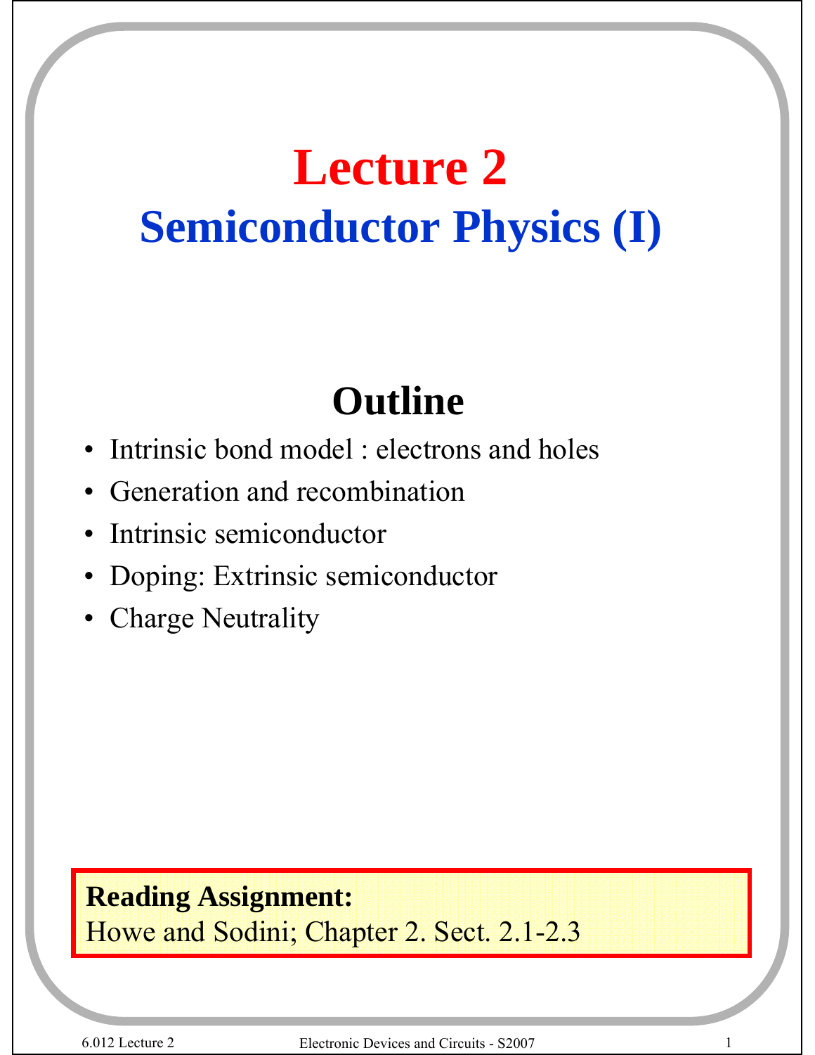# Lecture 2

## Semiconductor Physics (I)

### Outline

- Intrinsic bond model : electrons and holes
- Generation and recombination
- Intrinsic semiconductor
- Doping: Extrinsic semiconductor
- Charge Neutrality

**Reading Assignment:**
Howe and Sodini; Chapter 2. Sect. 2.1-2.3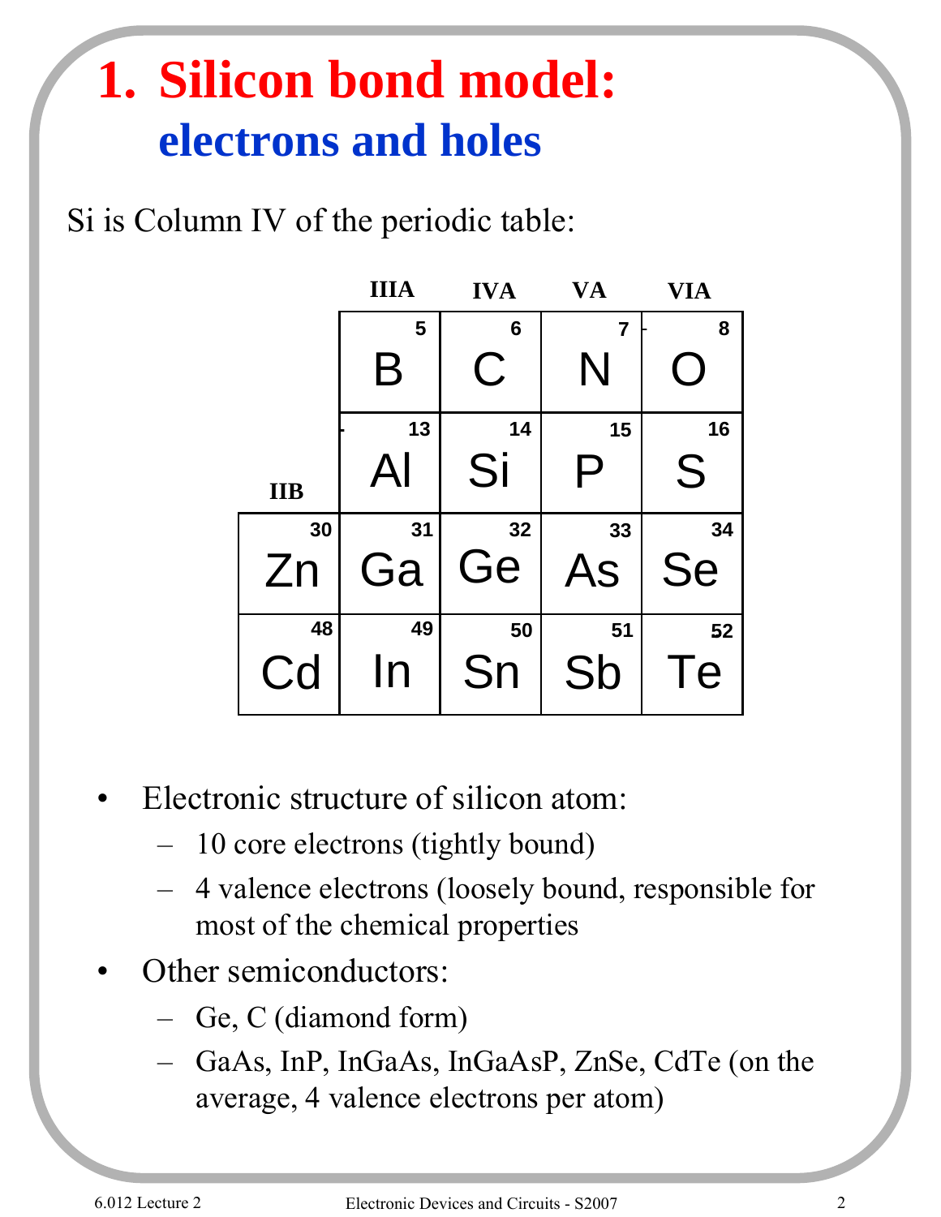# 1. Silicon bond model:

## electrons and holes

Si is Column IV of the periodic table:

| | IIIA | IVA | VA | VIA |
|---|---|---|---|---|
| | 5 B | 6 C | 7 N | 8 O |
| IIB | 13 Al | 14 Si | 15 P | 16 S |
| 30 Zn | 31 Ga | 32 Ge | 33 As | 34 Se |
| 48 Cd | 49 In | 50 Sn | 51 Sb | 52 Te |

- Electronic structure of silicon atom:
  - 10 core electrons (tightly bound)
  - 4 valence electrons (loosely bound, responsible for most of the chemical properties
- Other semiconductors:
  - Ge, C (diamond form)
  - GaAs, InP, InGaAs, InGaAsP, ZnSe, CdTe (on the average, 4 valence electrons per atom)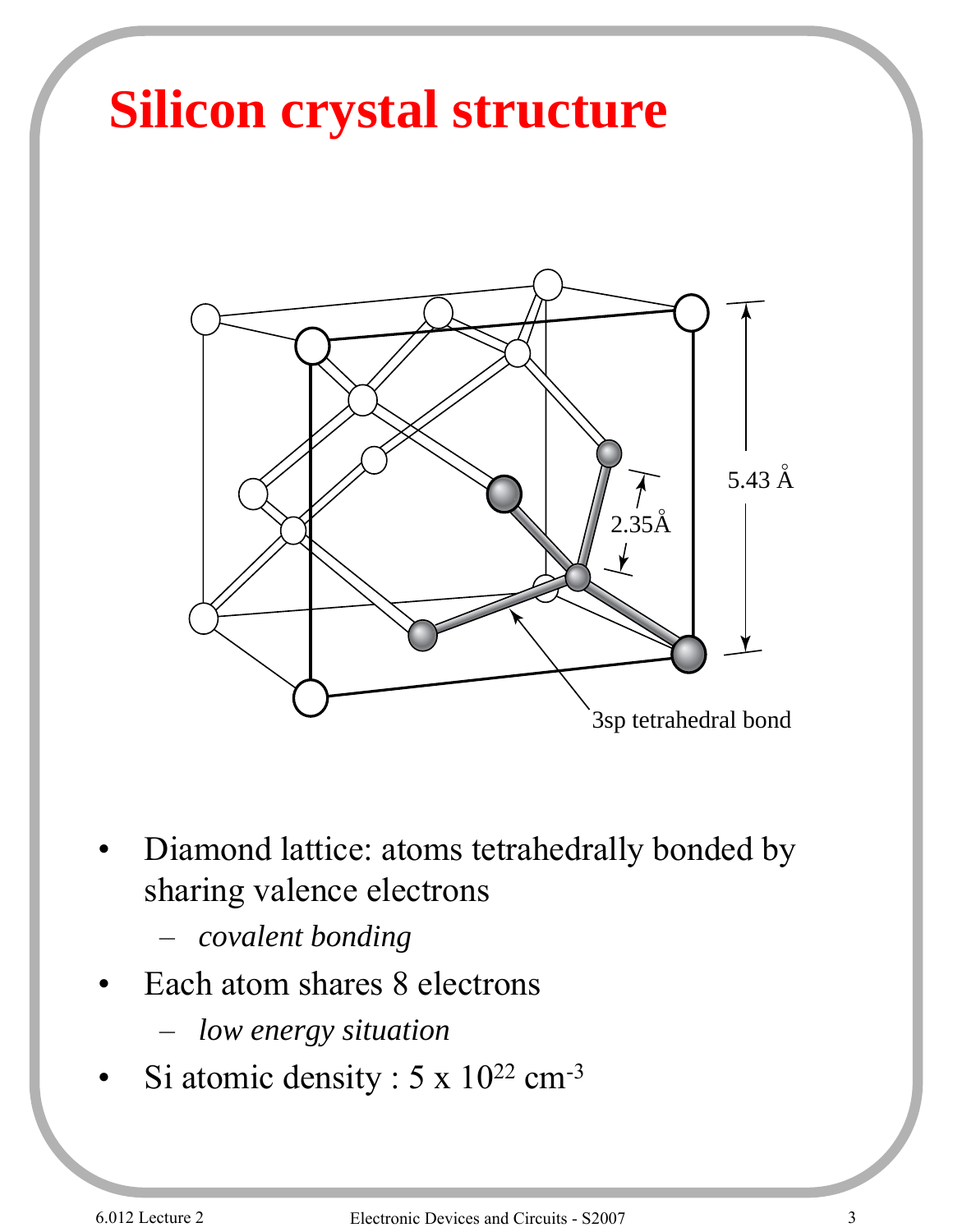# Silicon crystal structure

- Diamond lattice: atoms tetrahedrally bonded by sharing valence electrons
  - *covalent bonding*
- Each atom shares 8 electrons
  - *low energy situation*
- Si atomic density : $5 \times 10^{22}$ cm$^{-3}$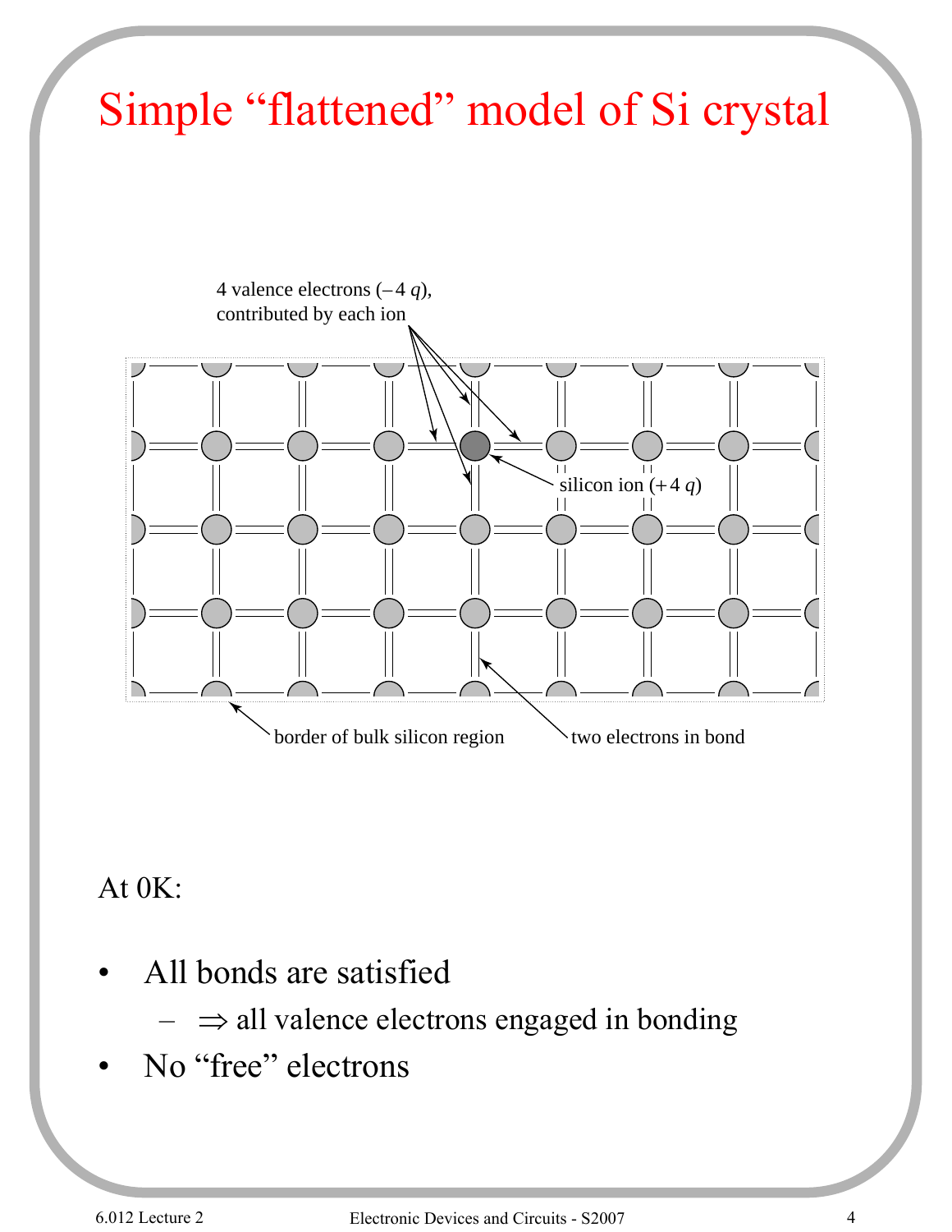# Simple "flattened" model of Si crystal

4 valence electrons ($-4\,q$), contributed by each ion

silicon ion ($+4\,q$)

border of bulk silicon region

two electrons in bond

At 0K:

- All bonds are satisfied
  - ⇒ all valence electrons engaged in bonding
- No "free" electrons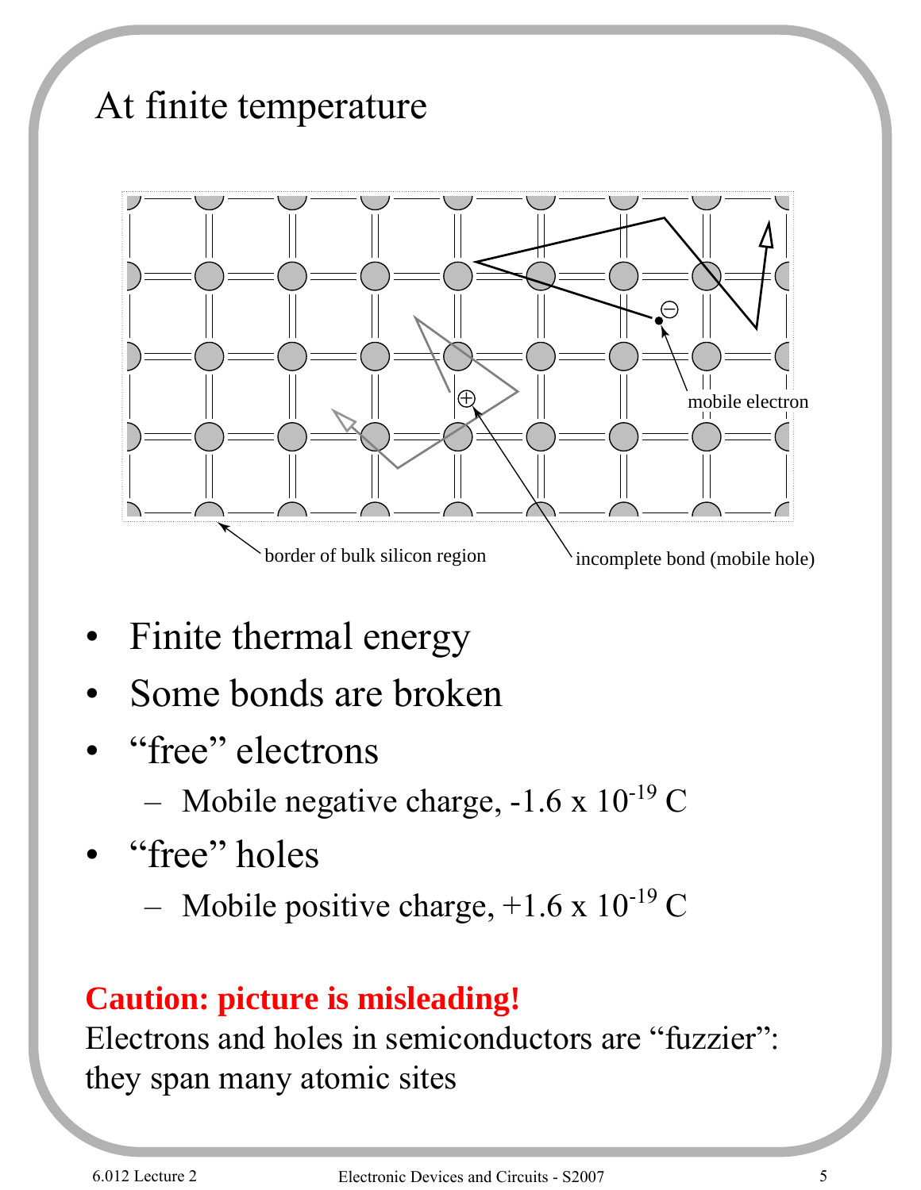# At finite temperature

border of bulk silicon region

incomplete bond (mobile hole)

mobile electron

- Finite thermal energy
- Some bonds are broken
- "free" electrons
  - Mobile negative charge, $-1.6 \times 10^{-19}$ C
- "free" holes
  - Mobile positive charge, $+1.6 \times 10^{-19}$ C

**Caution: picture is misleading!**

Electrons and holes in semiconductors are "fuzzier": they span many atomic sites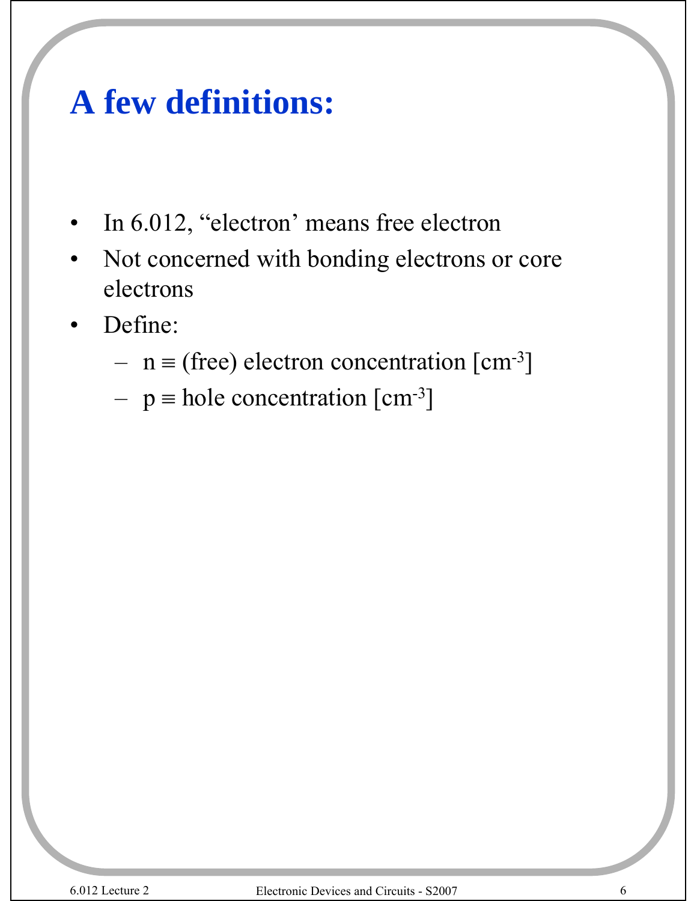# A few definitions:

- In 6.012, "electron' means free electron
- Not concerned with bonding electrons or core electrons
- Define:
  - $n \equiv$ (free) electron concentration [$cm^{-3}$]
  - $p \equiv$ hole concentration [$cm^{-3}$]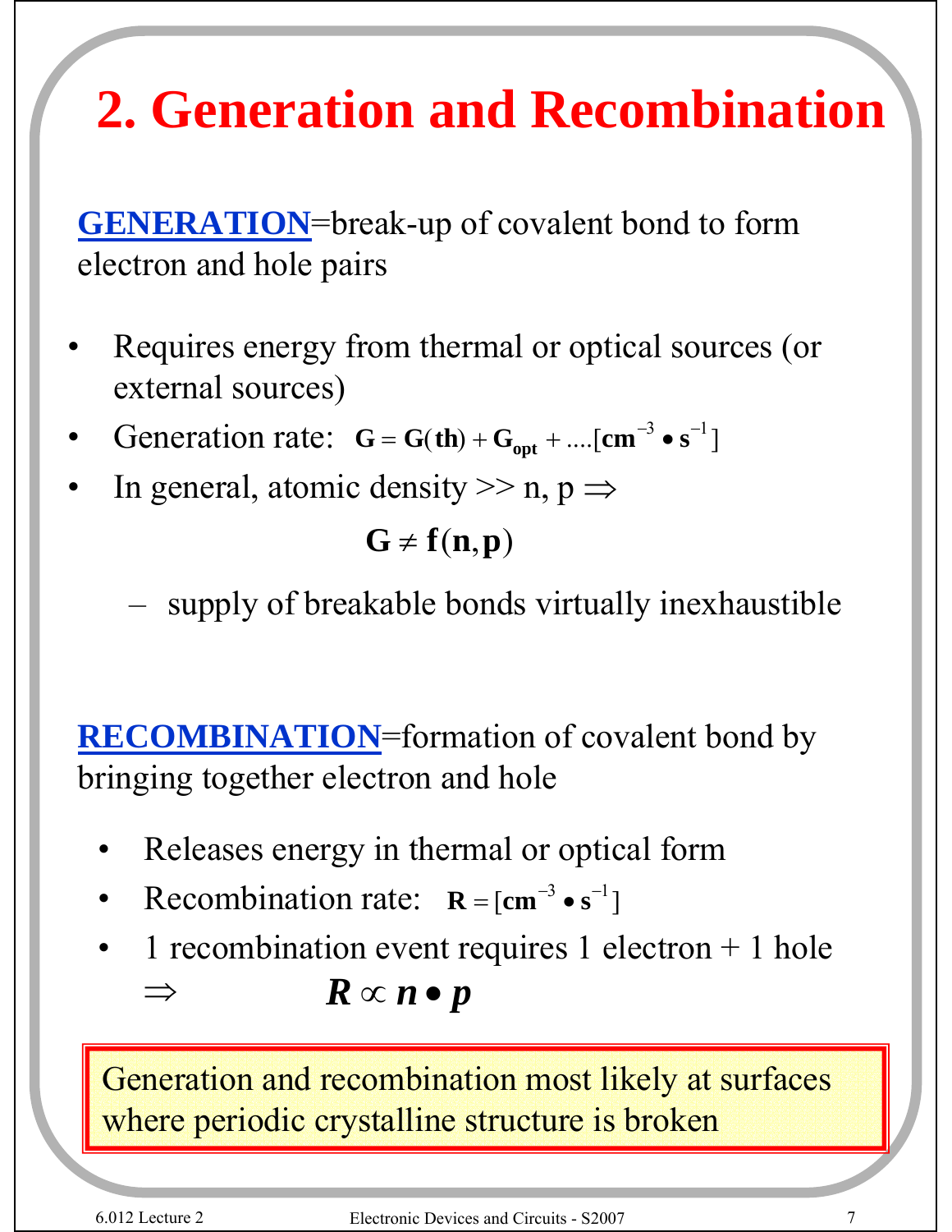# 2. Generation and Recombination

**GENERATION**=break-up of covalent bond to form electron and hole pairs

- Requires energy from thermal or optical sources (or external sources)
- Generation rate: $\mathbf{G = G(th) + G_{opt} + .... [cm^{-3} \bullet s^{-1}]}$
- In general, atomic density >> n, p ⇒

$$\mathbf{G \neq f(n,p)}$$

  – supply of breakable bonds virtually inexhaustible

**RECOMBINATION**=formation of covalent bond by bringing together electron and hole

- Releases energy in thermal or optical form
- Recombination rate: $\mathbf{R = [cm^{-3} \bullet s^{-1}]}$
- 1 recombination event requires 1 electron + 1 hole

⇒ $\boldsymbol{R \propto n \bullet p}$

Generation and recombination most likely at surfaces where periodic crystalline structure is broken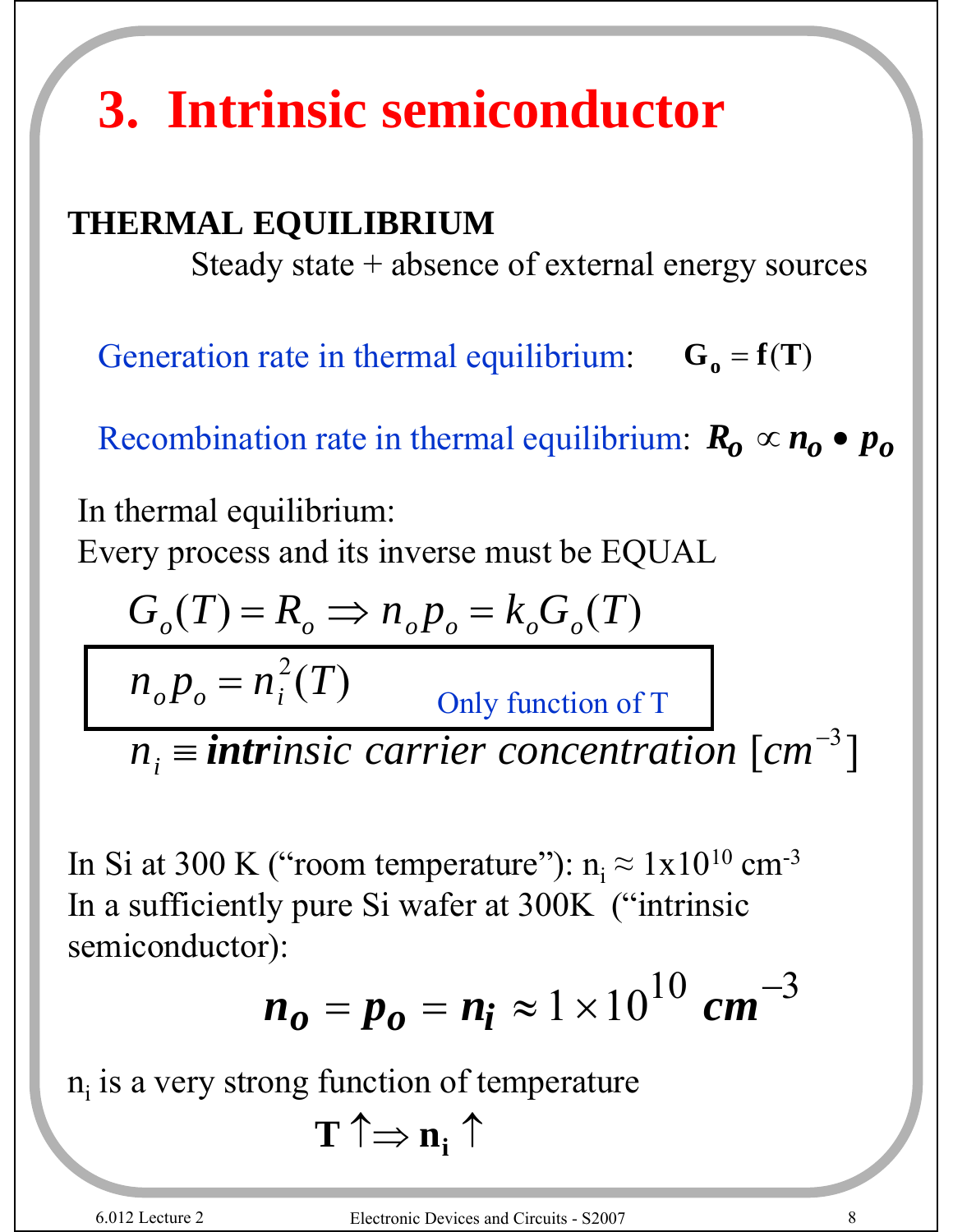# 3. Intrinsic semiconductor

**THERMAL EQUILIBRIUM**

Steady state + absence of external energy sources

Generation rate in thermal equilibrium: $\mathbf{G_o = f(T)}$

Recombination rate in thermal equilibrium: $\boldsymbol{R_o \propto n_o \bullet p_o}$

In thermal equilibrium:
Every process and its inverse must be EQUAL

$$G_o(T) = R_o \Rightarrow n_o p_o = k_o G_o(T)$$

$$\boxed{n_o p_o = n_i^2(T)} \quad \text{Only function of T}$$

$$n_i \equiv \textbf{\textit{intr}}\textit{insic carrier concentration } [cm^{-3}]$$

In Si at 300 K ("room temperature"): $n_i \approx 1\text{x}10^{10}$ $\text{cm}^{-3}$
In a sufficiently pure Si wafer at 300K ("intrinsic semiconductor):

$$\boldsymbol{n_o = p_o = n_i} \approx 1 \times 10^{10} \ \boldsymbol{cm}^{-3}$$

$n_i$ is a very strong function of temperature

$$\mathbf{T \uparrow \Rightarrow n_i \uparrow}$$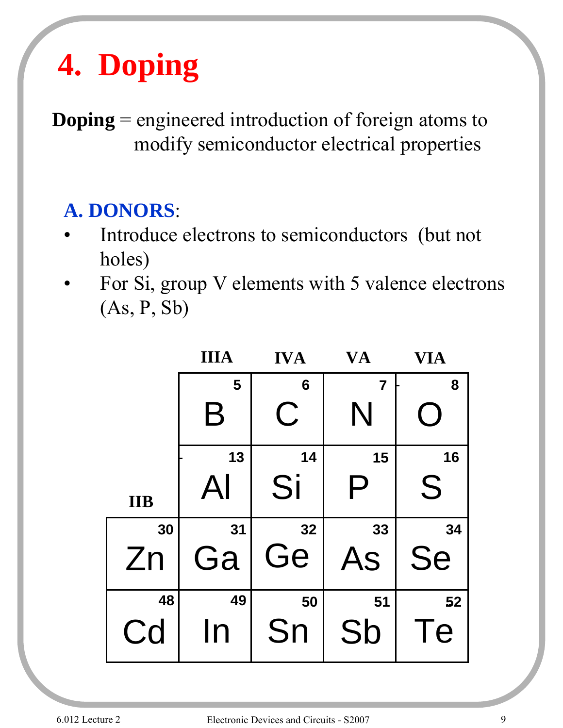# 4. Doping

**Doping** = engineered introduction of foreign atoms to modify semiconductor electrical properties

## A. DONORS:

- Introduce electrons to semiconductors (but not holes)
- For Si, group V elements with 5 valence electrons (As, P, Sb)

| IIB | IIIA | IVA | VA | VIA |
|---|---|---|---|---|
| | 5 B | 6 C | 7 N | 8 O |
| | 13 Al | 14 Si | 15 P | 16 S |
| 30 Zn | 31 Ga | 32 Ge | 33 As | 34 Se |
| 48 Cd | 49 In | 50 Sn | 51 Sb | 52 Te |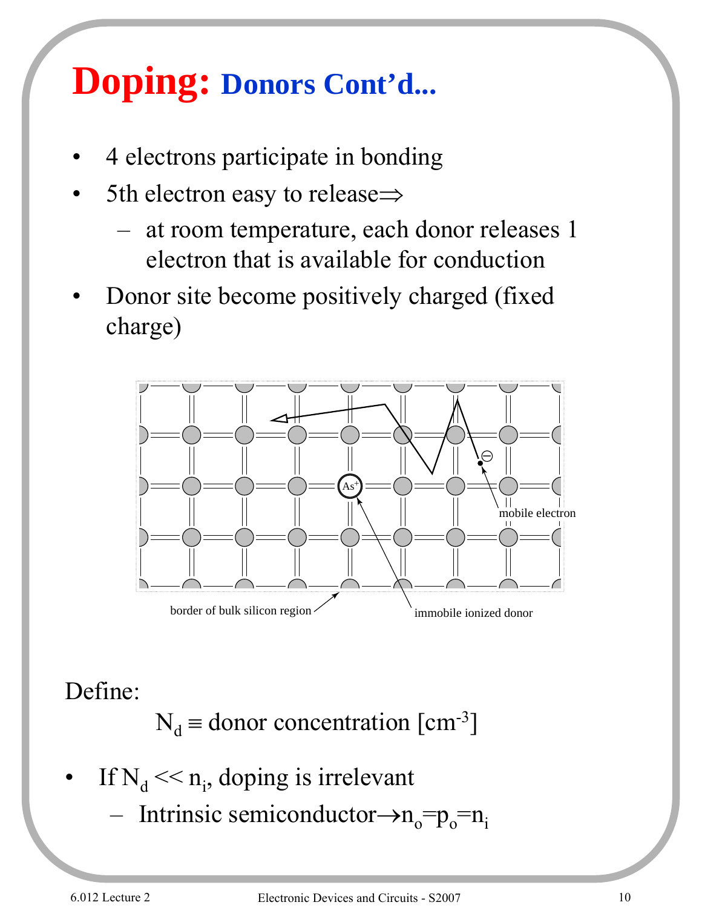# Doping: Donors Cont'd...

- 4 electrons participate in bonding
- 5th electron easy to release⇒
  - at room temperature, each donor releases 1 electron that is available for conduction
- Donor site become positively charged (fixed charge)

Define:

$$N_d \equiv \text{donor concentration } [\text{cm}^{-3}]$$

- If $N_d << n_i$, doping is irrelevant
  - Intrinsic semiconductor→$n_o = p_o = n_i$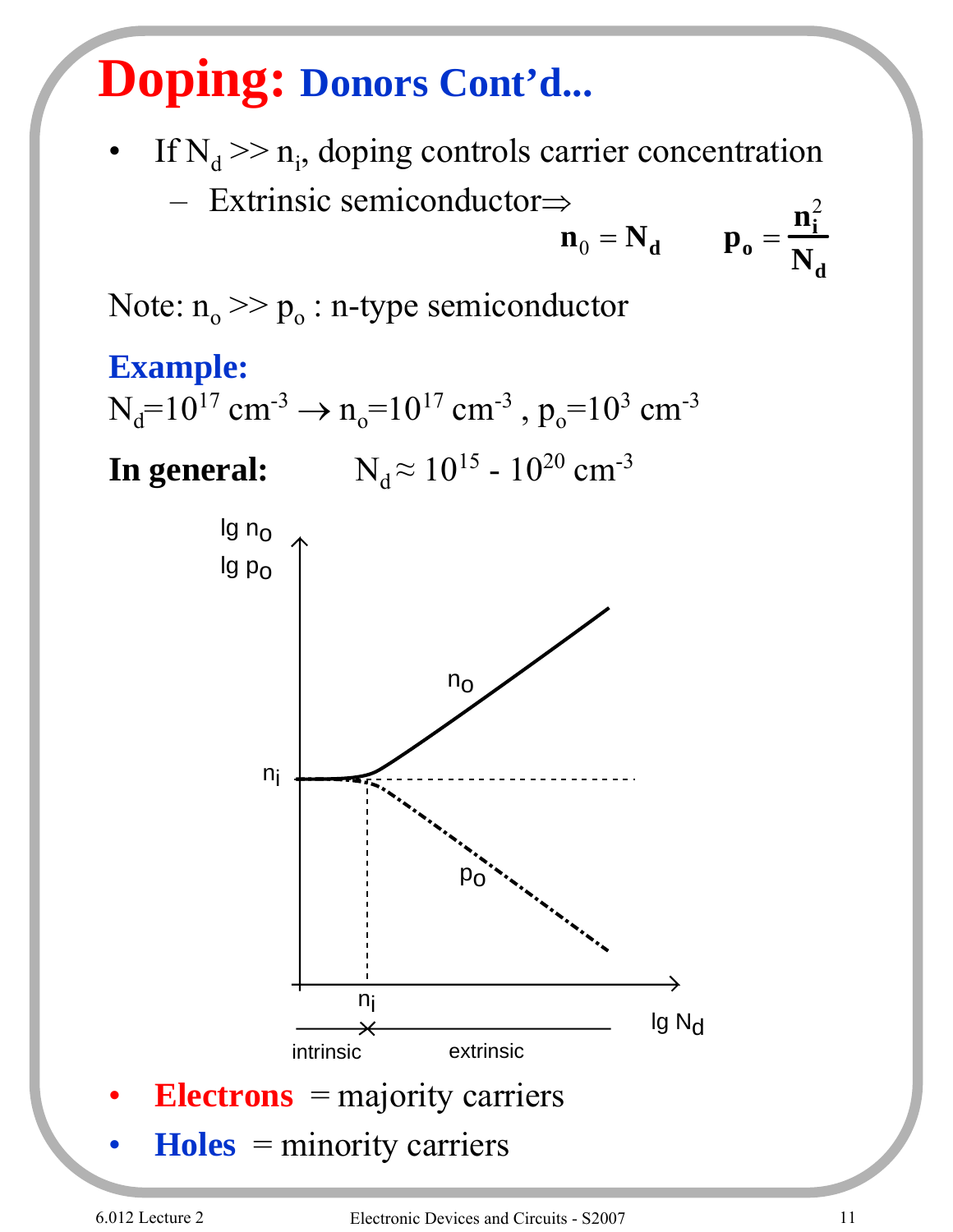# Doping: Donors Cont'd...

- If $N_d >> n_i$, doping controls carrier concentration
  - Extrinsic semiconductor⇒

$$\mathbf{n_0 = N_d} \qquad \mathbf{p_o = \frac{n_i^2}{N_d}}$$

Note: $n_o >> p_o$ : n-type semiconductor

**Example:**

$N_d = 10^{17}\ cm^{-3} \rightarrow n_o = 10^{17}\ cm^{-3}$ , $p_o = 10^3\ cm^{-3}$

**In general:** $N_d \approx 10^{15} - 10^{20}\ cm^{-3}$

- **Electrons** = majority carriers
- **Holes** = minority carriers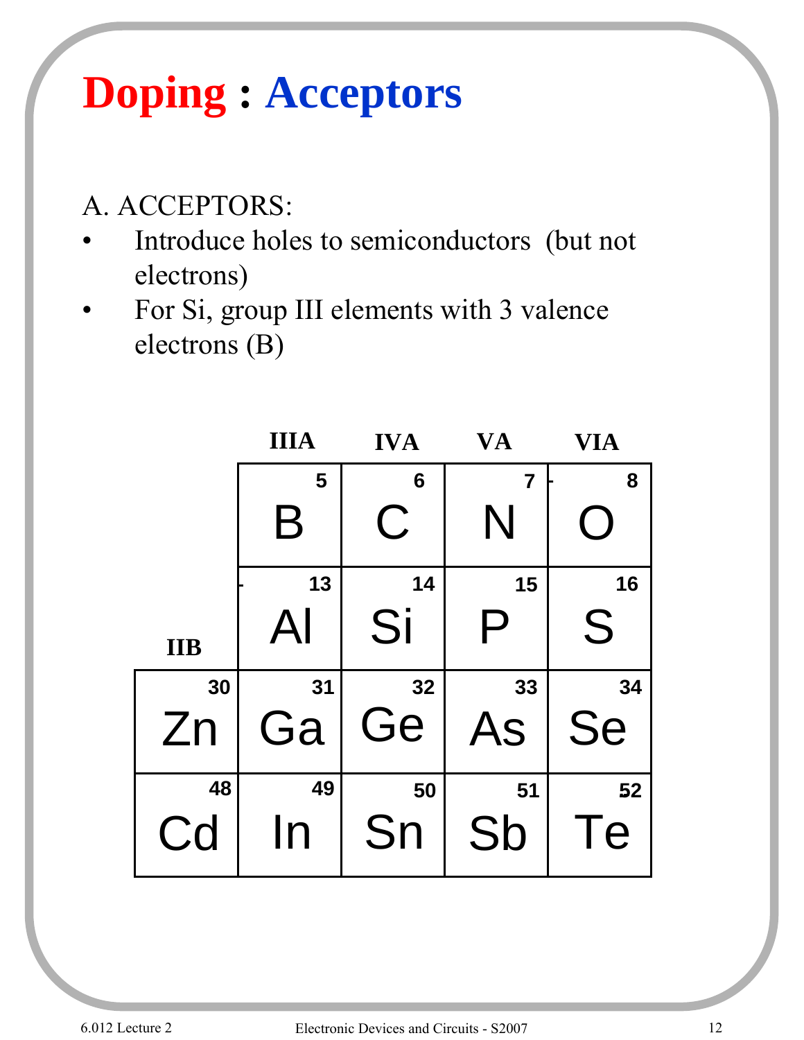# Doping : Acceptors

A. ACCEPTORS:

- Introduce holes to semiconductors (but not electrons)
- For Si, group III elements with 3 valence electrons (B)

| IIB | IIIA | IVA | VA | VIA |
|---|---|---|---|---|
| | 5 B | 6 C | 7 N | 8 O |
| | 13 Al | 14 Si | 15 P | 16 S |
| 30 Zn | 31 Ga | 32 Ge | 33 As | 34 Se |
| 48 Cd | 49 In | 50 Sn | 51 Sb | 52 Te |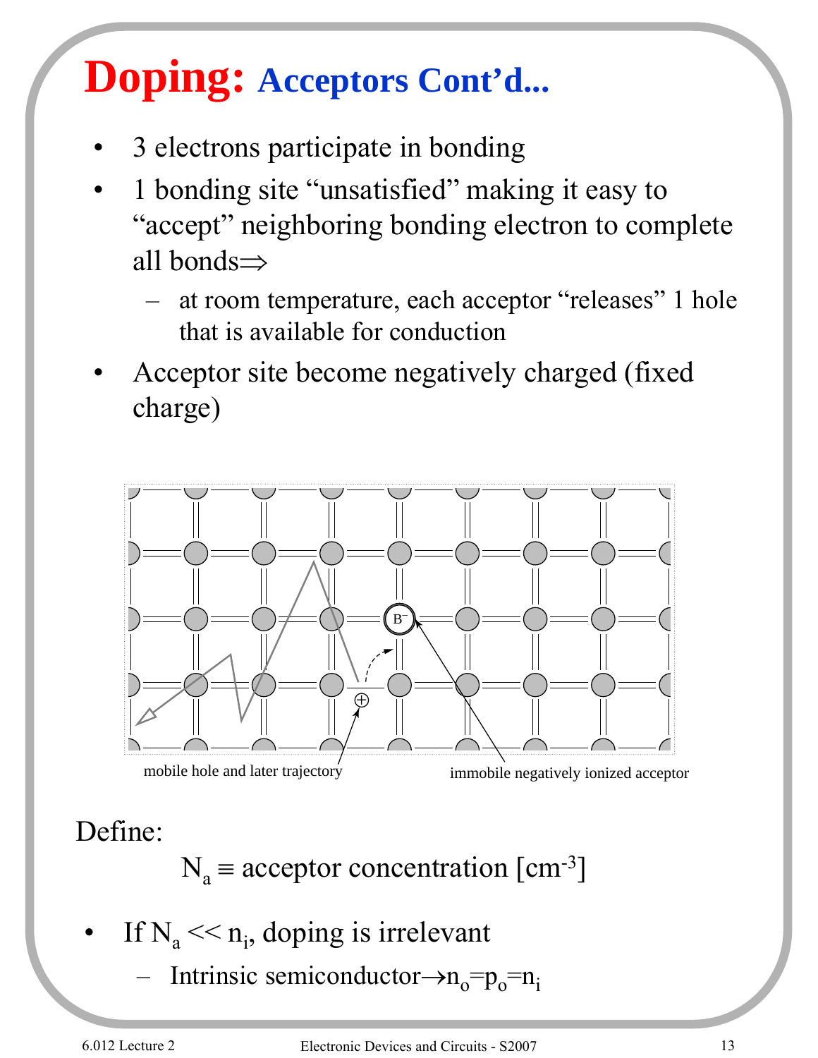# Doping: Acceptors Cont'd...

- 3 electrons participate in bonding
- 1 bonding site "unsatisfied" making it easy to "accept" neighboring bonding electron to complete all bonds⇒
  - at room temperature, each acceptor "releases" 1 hole that is available for conduction
- Acceptor site become negatively charged (fixed charge)

mobile hole and later trajectory

immobile negatively ionized acceptor

Define:

$$N_a \equiv \text{acceptor concentration } [\text{cm}^{-3}]$$

- If $N_a << n_i$, doping is irrelevant
  - Intrinsic semiconductor→$n_o = p_o = n_i$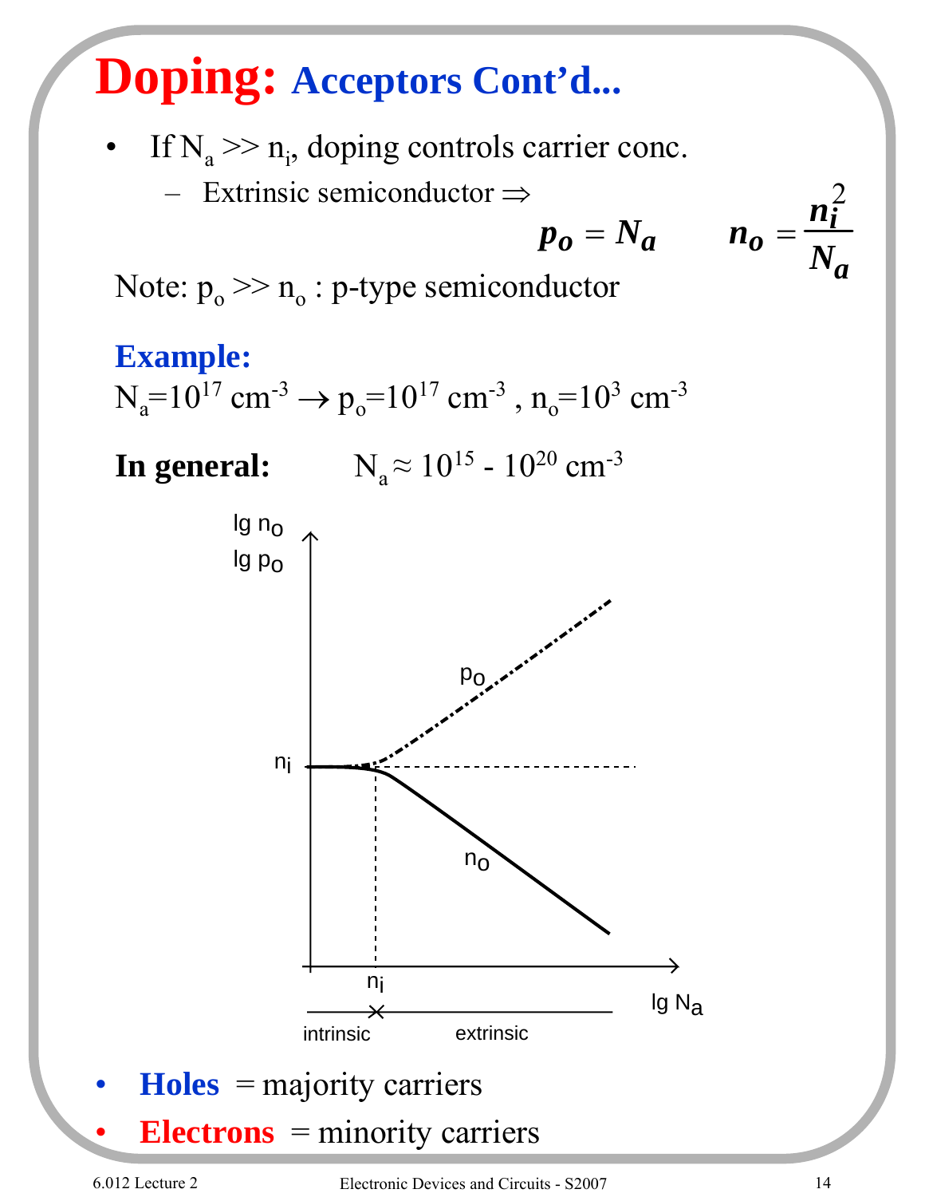# Doping: Acceptors Cont'd...

- If $N_a >> n_i$, doping controls carrier conc.
  - Extrinsic semiconductor ⇒

$$p_o = N_a \qquad n_o = \frac{n_i^2}{N_a}$$

Note: $p_o >> n_o$ : p-type semiconductor

**Example:**

$N_a = 10^{17}$ cm$^{-3}$ → $p_o = 10^{17}$ cm$^{-3}$ , $n_o = 10^3$ cm$^{-3}$

**In general:** $N_a \approx 10^{15} - 10^{20}$ cm$^{-3}$

- **Holes** = majority carriers
- **Electrons** = minority carriers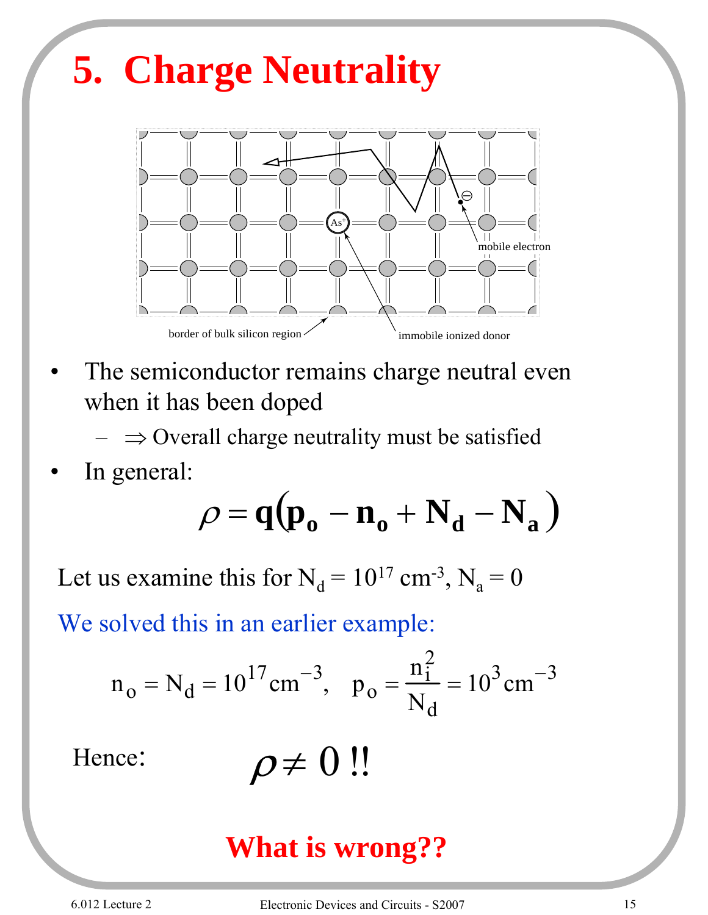# 5. Charge Neutrality

- The semiconductor remains charge neutral even when it has been doped
  - $\Rightarrow$ Overall charge neutrality must be satisfied
- In general:

$$\rho = \mathbf{q}\left(\mathbf{p_o} - \mathbf{n_o} + \mathbf{N_d} - \mathbf{N_a}\right)$$

Let us examine this for $N_d = 10^{17}\ \text{cm}^{-3}$, $N_a = 0$

We solved this in an earlier example:

$$n_o = N_d = 10^{17}\,\text{cm}^{-3}, \quad p_o = \frac{n_i^2}{N_d} = 10^3\,\text{cm}^{-3}$$

Hence: $\rho \neq 0$ !!

**What is wrong??**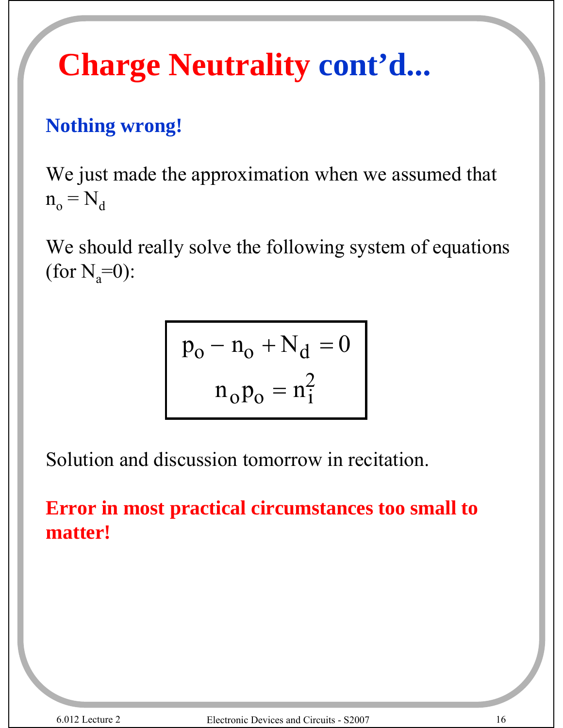# Charge Neutrality cont'd...

**Nothing wrong!**

We just made the approximation when we assumed that $n_o = N_d$

We should really solve the following system of equations (for $N_a$=0):

$$p_o - n_o + N_d = 0$$

$$n_o p_o = n_i^2$$

Solution and discussion tomorrow in recitation.

**Error in most practical circumstances too small to matter!**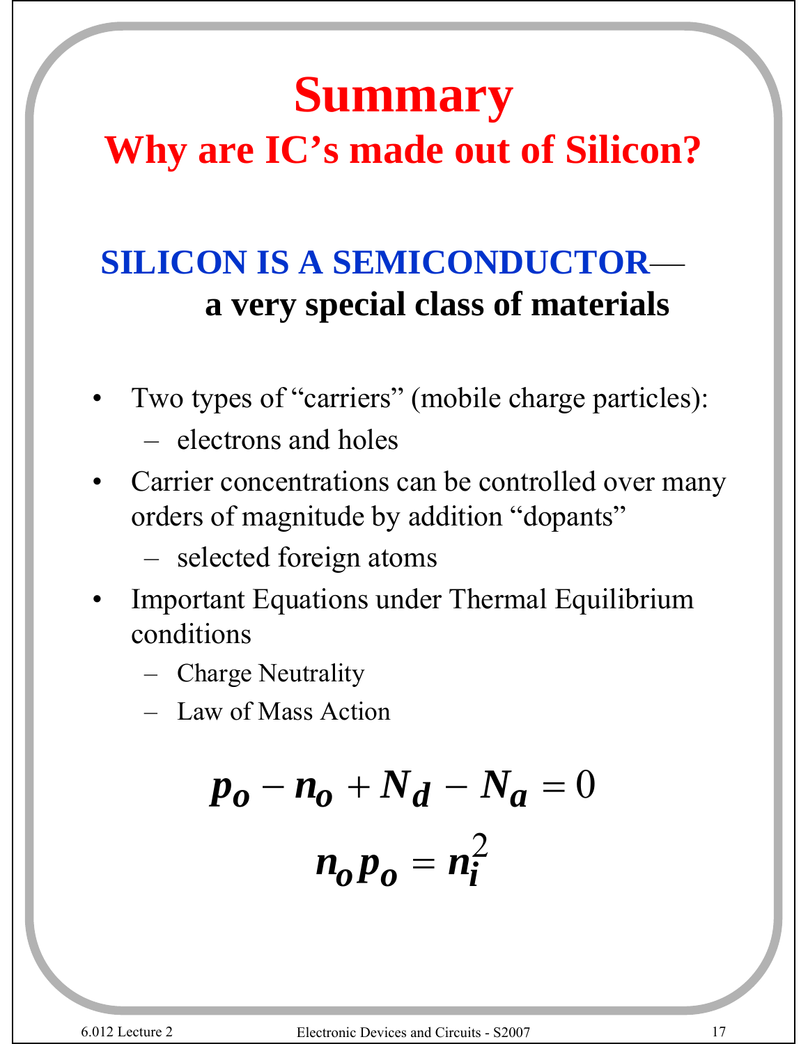# Summary

## Why are IC's made out of Silicon?

**SILICON IS A SEMICONDUCTOR— a very special class of materials**

- Two types of "carriers" (mobile charge particles):
  - electrons and holes
- Carrier concentrations can be controlled over many orders of magnitude by addition "dopants"
  - selected foreign atoms
- Important Equations under Thermal Equilibrium conditions
  - Charge Neutrality
  - Law of Mass Action

$$p_o - n_o + N_d - N_a = 0$$

$$n_o p_o = n_i^2$$